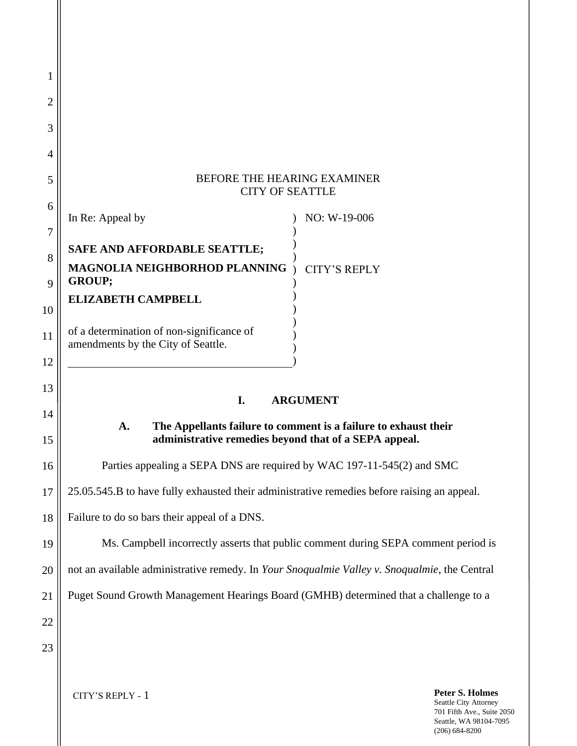BEFORE THE HEARING EXAMINER
CITY OF SEATTLE

| In Re: Appeal by | NO: W-19-006 |
|---|---|
| **SAFE AND AFFORDABLE SEATTLE;** | |
| **MAGNOLIA NEIGHBORHOD PLANNING GROUP;** | CITY'S REPLY |
| **ELIZABETH CAMPBELL** | |
| of a determination of non-significance of amendments by the City of Seattle. | |

# I. ARGUMENT

## A. The Appellants failure to comment is a failure to exhaust their administrative remedies beyond that of a SEPA appeal.

Parties appealing a SEPA DNS are required by WAC 197-11-545(2) and SMC 25.05.545.B to have fully exhausted their administrative remedies before raising an appeal. Failure to do so bars their appeal of a DNS.

Ms. Campbell incorrectly asserts that public comment during SEPA comment period is not an available administrative remedy. In *Your Snoqualmie Valley v. Snoqualmie*, the Central Puget Sound Growth Management Hearings Board (GMHB) determined that a challenge to a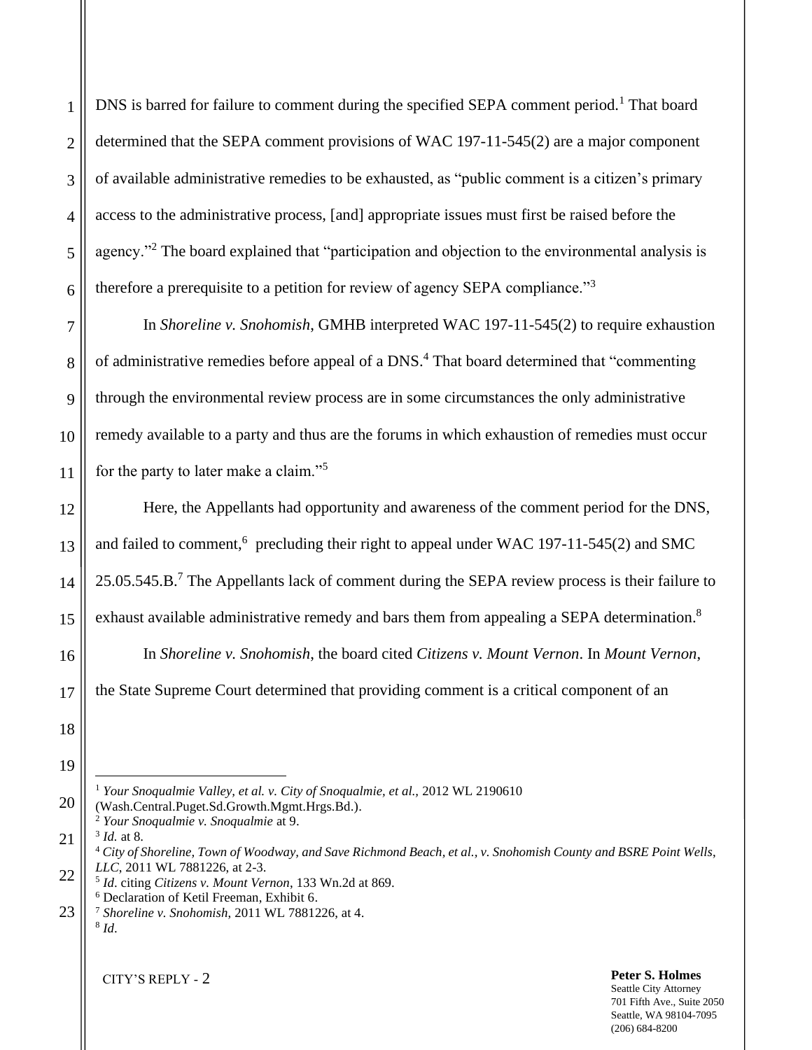DNS is barred for failure to comment during the specified SEPA comment period.[1] That board determined that the SEPA comment provisions of WAC 197-11-545(2) are a major component of available administrative remedies to be exhausted, as "public comment is a citizen's primary access to the administrative process, [and] appropriate issues must first be raised before the agency."[2] The board explained that "participation and objection to the environmental analysis is therefore a prerequisite to a petition for review of agency SEPA compliance."[3]

In *Shoreline v. Snohomish*, GMHB interpreted WAC 197-11-545(2) to require exhaustion of administrative remedies before appeal of a DNS.[4] That board determined that "commenting through the environmental review process are in some circumstances the only administrative remedy available to a party and thus are the forums in which exhaustion of remedies must occur for the party to later make a claim."[5]

Here, the Appellants had opportunity and awareness of the comment period for the DNS, and failed to comment,[6] precluding their right to appeal under WAC 197-11-545(2) and SMC 25.05.545.B.[7] The Appellants lack of comment during the SEPA review process is their failure to exhaust available administrative remedy and bars them from appealing a SEPA determination.[8]

In *Shoreline v. Snohomish*, the board cited *Citizens v. Mount Vernon*. In *Mount Vernon*, the State Supreme Court determined that providing comment is a critical component of an

---

[1] *Your Snoqualmie Valley, et al. v. City of Snoqualmie, et al.*, 2012 WL 2190610 (Wash.Central.Puget.Sd.Growth.Mgmt.Hrgs.Bd.).

[2] *Your Snoqualmie v. Snoqualmie* at 9.

[3] *Id.* at 8.

[4] *City of Shoreline, Town of Woodway, and Save Richmond Beach, et al., v. Snohomish County and BSRE Point Wells, LLC*, 2011 WL 7881226, at 2-3.

[5] *Id*. citing *Citizens v. Mount Vernon*, 133 Wn.2d at 869.

[6] Declaration of Ketil Freeman, Exhibit 6.

[7] *Shoreline v. Snohomish*, 2011 WL 7881226, at 4.

[8] *Id*.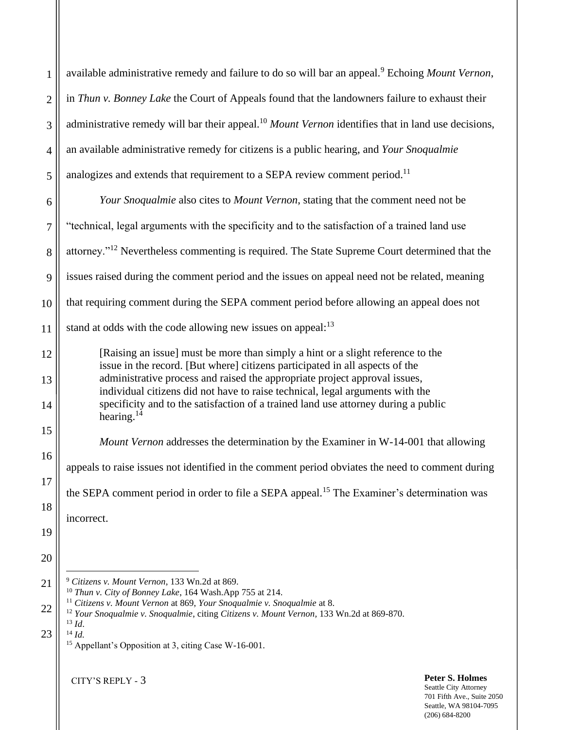available administrative remedy and failure to do so will bar an appeal.[9] Echoing *Mount Vernon*, in *Thun v. Bonney Lake* the Court of Appeals found that the landowners failure to exhaust their administrative remedy will bar their appeal.[10] *Mount Vernon* identifies that in land use decisions, an available administrative remedy for citizens is a public hearing, and *Your Snoqualmie* analogizes and extends that requirement to a SEPA review comment period.[11]

*Your Snoqualmie* also cites to *Mount Vernon*, stating that the comment need not be "technical, legal arguments with the specificity and to the satisfaction of a trained land use attorney."[12] Nevertheless commenting is required. The State Supreme Court determined that the issues raised during the comment period and the issues on appeal need not be related, meaning that requiring comment during the SEPA comment period before allowing an appeal does not stand at odds with the code allowing new issues on appeal:[13]

> [Raising an issue] must be more than simply a hint or a slight reference to the issue in the record. [But where] citizens participated in all aspects of the administrative process and raised the appropriate project approval issues, individual citizens did not have to raise technical, legal arguments with the specificity and to the satisfaction of a trained land use attorney during a public hearing.[14]

*Mount Vernon* addresses the determination by the Examiner in W-14-001 that allowing appeals to raise issues not identified in the comment period obviates the need to comment during the SEPA comment period in order to file a SEPA appeal.[15] The Examiner's determination was incorrect.

---

[9] *Citizens v. Mount Vernon*, 133 Wn.2d at 869.
[10] *Thun v. City of Bonney Lake*, 164 Wash.App 755 at 214.
[11] *Citizens v. Mount Vernon* at 869, *Your Snoqualmie v. Snoqualmie* at 8.
[12] *Your Snoqualmie v. Snoqualmie*, citing *Citizens v. Mount Vernon*, 133 Wn.2d at 869-870.
[13] *Id*.
[14] *Id.*
[15] Appellant's Opposition at 3, citing Case W-16-001.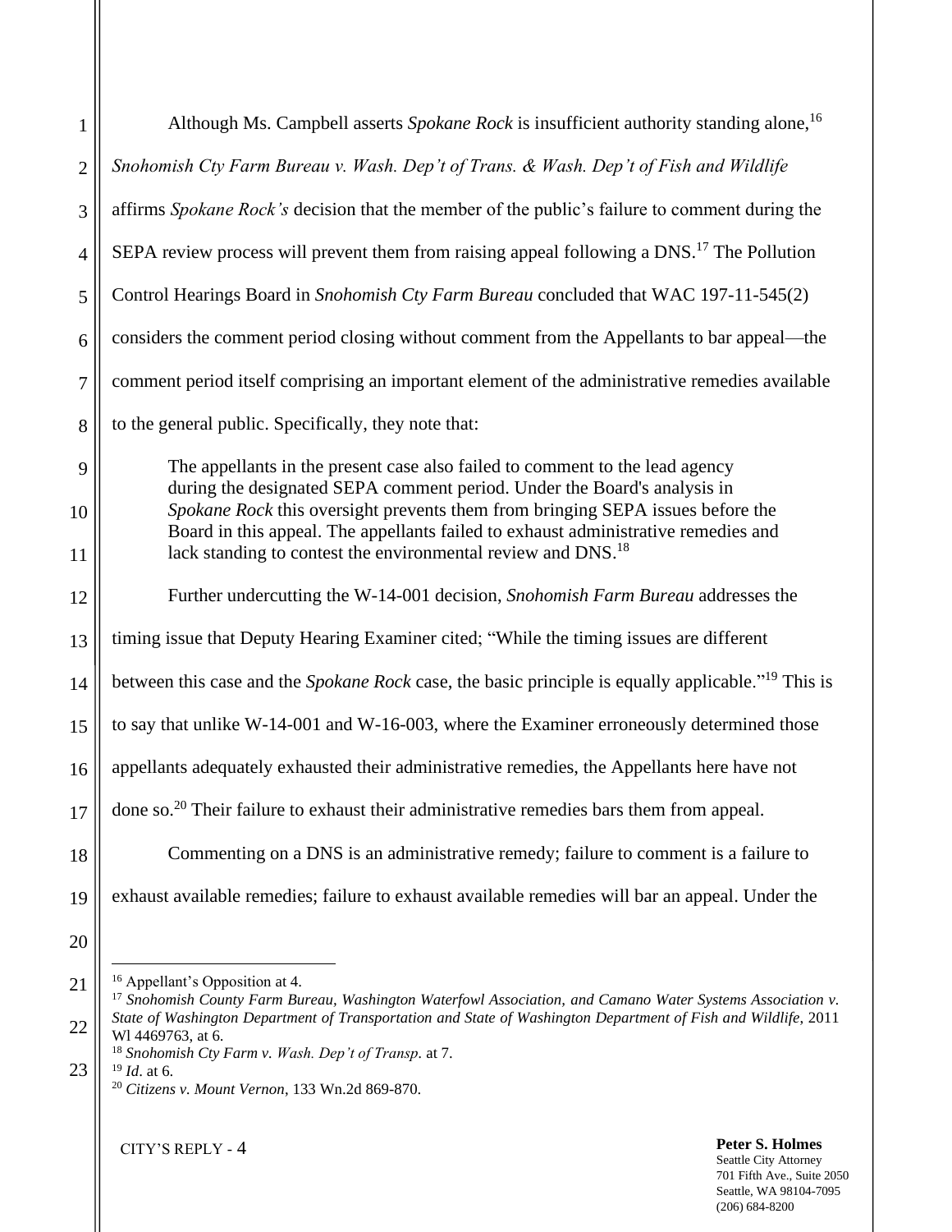Although Ms. Campbell asserts *Spokane Rock* is insufficient authority standing alone,[16] *Snohomish Cty Farm Bureau v. Wash. Dep't of Trans. & Wash. Dep't of Fish and Wildlife* affirms *Spokane Rock's* decision that the member of the public's failure to comment during the SEPA review process will prevent them from raising appeal following a DNS.[17] The Pollution Control Hearings Board in *Snohomish Cty Farm Bureau* concluded that WAC 197-11-545(2) considers the comment period closing without comment from the Appellants to bar appeal—the comment period itself comprising an important element of the administrative remedies available to the general public. Specifically, they note that:

> The appellants in the present case also failed to comment to the lead agency during the designated SEPA comment period. Under the Board's analysis in *Spokane Rock* this oversight prevents them from bringing SEPA issues before the Board in this appeal. The appellants failed to exhaust administrative remedies and lack standing to contest the environmental review and DNS.[18]

Further undercutting the W-14-001 decision, *Snohomish Farm Bureau* addresses the timing issue that Deputy Hearing Examiner cited; "While the timing issues are different between this case and the *Spokane Rock* case, the basic principle is equally applicable."[19] This is to say that unlike W-14-001 and W-16-003, where the Examiner erroneously determined those appellants adequately exhausted their administrative remedies, the Appellants here have not done so.[20] Their failure to exhaust their administrative remedies bars them from appeal.

Commenting on a DNS is an administrative remedy; failure to comment is a failure to exhaust available remedies; failure to exhaust available remedies will bar an appeal. Under the

---

[16] Appellant's Opposition at 4.

[17] *Snohomish County Farm Bureau, Washington Waterfowl Association, and Camano Water Systems Association v. State of Washington Department of Transportation and State of Washington Department of Fish and Wildlife*, 2011 Wl 4469763, at 6.

[18] *Snohomish Cty Farm v. Wash. Dep't of Transp.* at 7.

[19] *Id*. at 6.

[20] *Citizens v. Mount Vernon*, 133 Wn.2d 869-870.

CITY'S REPLY - 4

**Peter S. Holmes**
Seattle City Attorney
701 Fifth Ave., Suite 2050
Seattle, WA 98104-7095
(206) 684-8200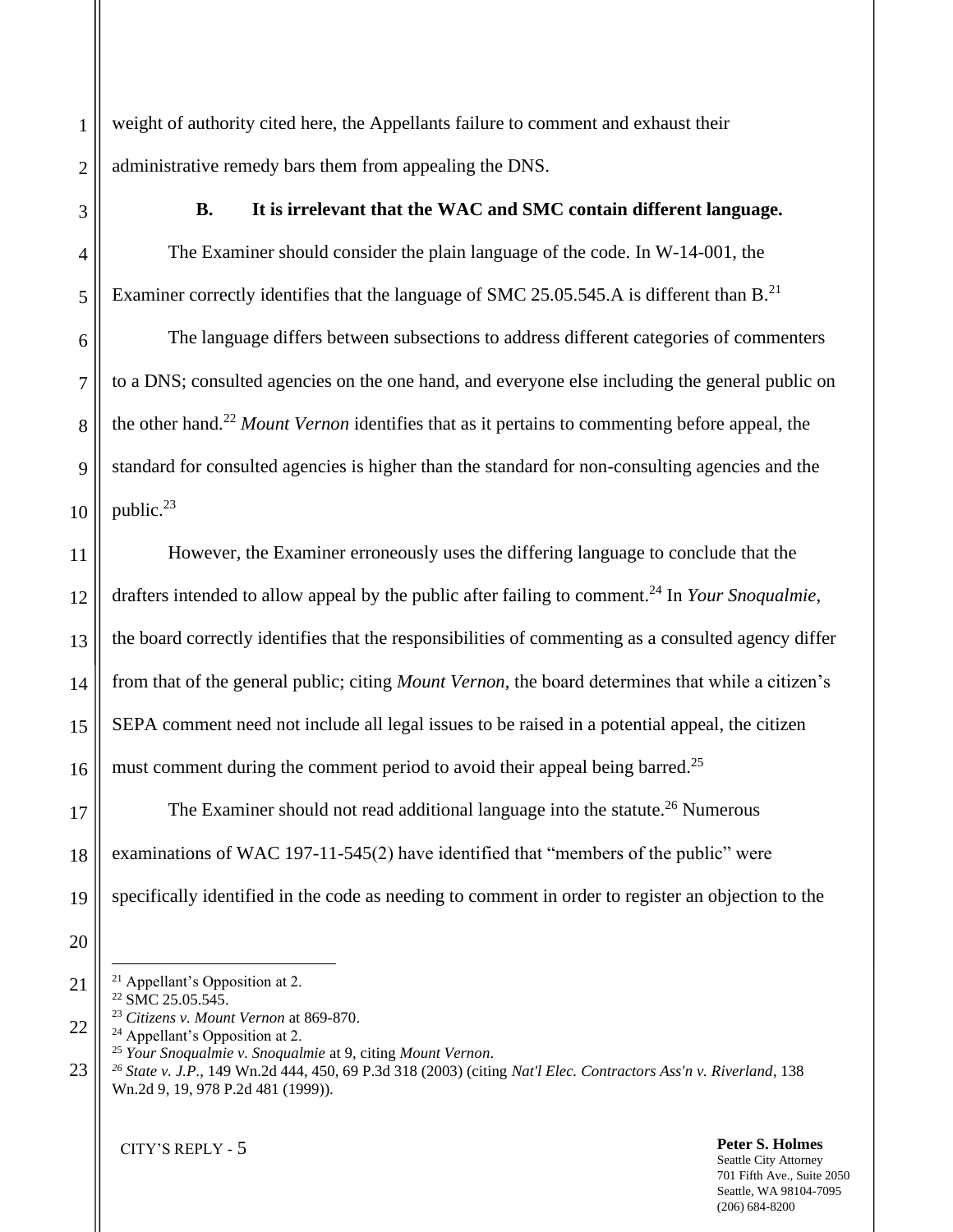weight of authority cited here, the Appellants failure to comment and exhaust their administrative remedy bars them from appealing the DNS.

**B. It is irrelevant that the WAC and SMC contain different language.**

The Examiner should consider the plain language of the code. In W-14-001, the Examiner correctly identifies that the language of SMC 25.05.545.A is different than B.[21]

The language differs between subsections to address different categories of commenters to a DNS; consulted agencies on the one hand, and everyone else including the general public on the other hand.[22] *Mount Vernon* identifies that as it pertains to commenting before appeal, the standard for consulted agencies is higher than the standard for non-consulting agencies and the public.[23]

However, the Examiner erroneously uses the differing language to conclude that the drafters intended to allow appeal by the public after failing to comment.[24] In *Your Snoqualmie*, the board correctly identifies that the responsibilities of commenting as a consulted agency differ from that of the general public; citing *Mount Vernon*, the board determines that while a citizen's SEPA comment need not include all legal issues to be raised in a potential appeal, the citizen must comment during the comment period to avoid their appeal being barred.[25]

The Examiner should not read additional language into the statute.[26] Numerous examinations of WAC 197-11-545(2) have identified that "members of the public" were specifically identified in the code as needing to comment in order to register an objection to the

---

[21] Appellant's Opposition at 2.
[22] SMC 25.05.545.
[23] *Citizens v. Mount Vernon* at 869-870.
[24] Appellant's Opposition at 2.
[25] *Your Snoqualmie v. Snoqualmie* at 9, citing *Mount Vernon*.
[26] *State v. J.P.*, 149 Wn.2d 444, 450, 69 P.3d 318 (2003) (citing *Nat'l Elec. Contractors Ass'n v. Riverland*, 138 Wn.2d 9, 19, 978 P.2d 481 (1999)).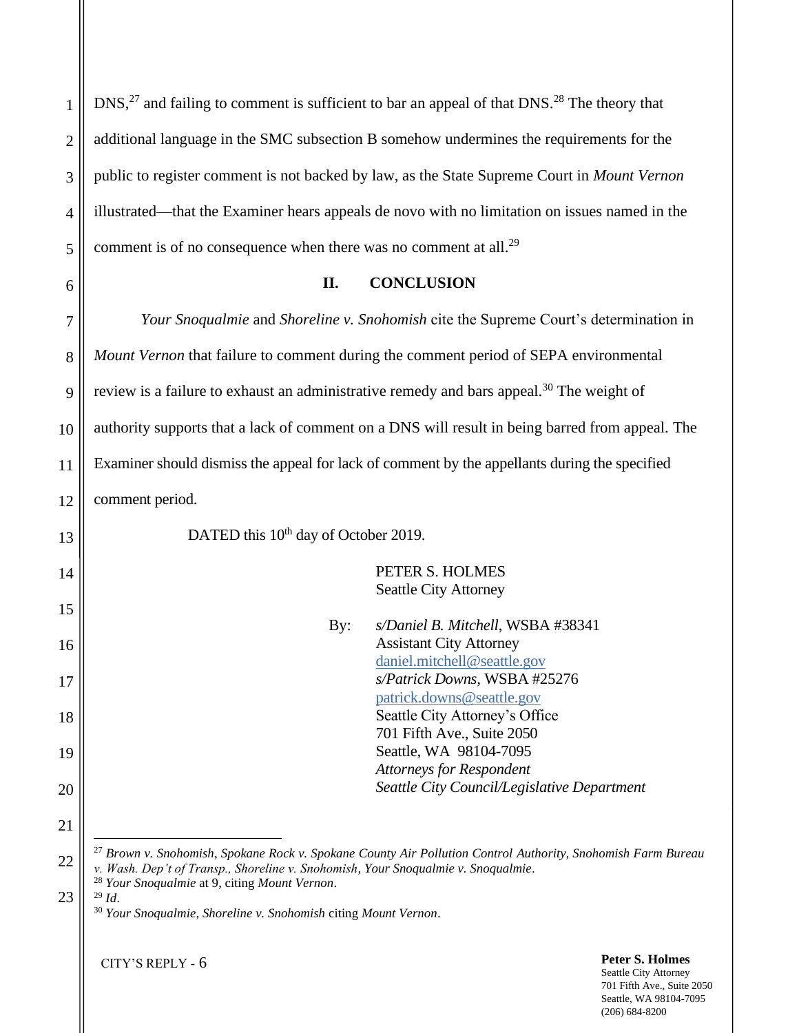DNS,[27] and failing to comment is sufficient to bar an appeal of that DNS.[28] The theory that additional language in the SMC subsection B somehow undermines the requirements for the public to register comment is not backed by law, as the State Supreme Court in *Mount Vernon* illustrated—that the Examiner hears appeals de novo with no limitation on issues named in the comment is of no consequence when there was no comment at all.[29]

## II. CONCLUSION

*Your Snoqualmie* and *Shoreline v. Snohomish* cite the Supreme Court's determination in *Mount Vernon* that failure to comment during the comment period of SEPA environmental review is a failure to exhaust an administrative remedy and bars appeal.[30] The weight of authority supports that a lack of comment on a DNS will result in being barred from appeal. The Examiner should dismiss the appeal for lack of comment by the appellants during the specified comment period.

DATED this 10th day of October 2019.

PETER S. HOLMES
Seattle City Attorney

By: *s/Daniel B. Mitchell*, WSBA #38341
Assistant City Attorney
daniel.mitchell@seattle.gov
*s/Patrick Downs*, WSBA #25276
patrick.downs@seattle.gov
Seattle City Attorney's Office
701 Fifth Ave., Suite 2050
Seattle, WA 98104-7095
*Attorneys for Respondent*
*Seattle City Council/Legislative Department*

---

[27] *Brown v. Snohomish*, *Spokane Rock v. Spokane County Air Pollution Control Authority*, *Snohomish Farm Bureau v. Wash. Dep't of Transp.*, *Shoreline v. Snohomish*, *Your Snoqualmie v. Snoqualmie*.

[28] *Your Snoqualmie* at 9, citing *Mount Vernon*.

[29] *Id*.

[30] *Your Snoqualmie*, *Shoreline v. Snohomish* citing *Mount Vernon*.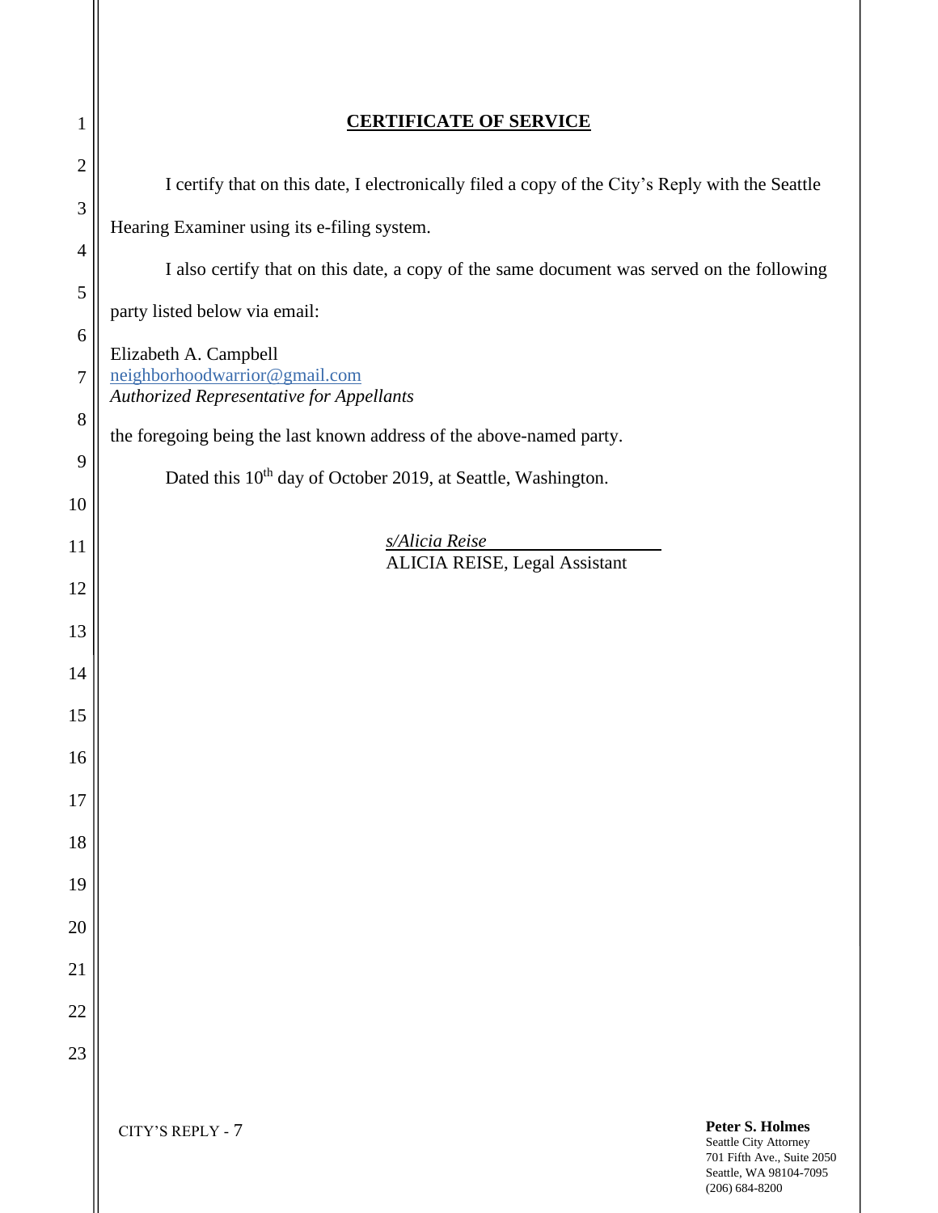**CERTIFICATE OF SERVICE**

I certify that on this date, I electronically filed a copy of the City's Reply with the Seattle Hearing Examiner using its e-filing system.

I also certify that on this date, a copy of the same document was served on the following party listed below via email:

Elizabeth A. Campbell
neighborhoodwarrior@gmail.com
*Authorized Representative for Appellants*

the foregoing being the last known address of the above-named party.

Dated this 10th day of October 2019, at Seattle, Washington.

*s/Alicia Reise*
ALICIA REISE, Legal Assistant

CITY'S REPLY - 7

**Peter S. Holmes**
Seattle City Attorney
701 Fifth Ave., Suite 2050
Seattle, WA 98104-7095
(206) 684-8200